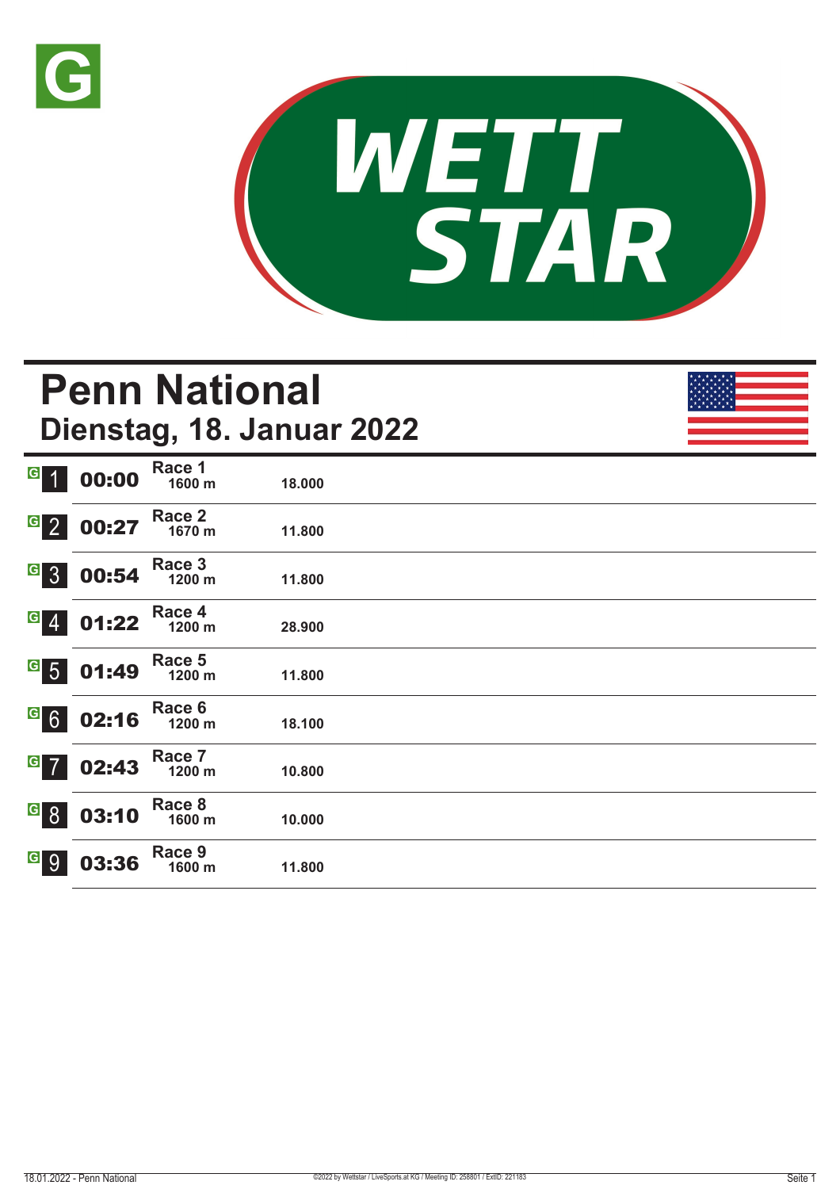# Penn National

## Dienstag, 18. Januar 2022

| Nr. | Zeit | Rennen | Distanz | Preisgeld |
|---|---|---|---|---|
| 1 | 00:00 | Race 1 | 1600 m | 18.000 |
| 2 | 00:27 | Race 2 | 1670 m | 11.800 |
| 3 | 00:54 | Race 3 | 1200 m | 11.800 |
| 4 | 01:22 | Race 4 | 1200 m | 28.900 |
| 5 | 01:49 | Race 5 | 1200 m | 11.800 |
| 6 | 02:16 | Race 6 | 1200 m | 18.100 |
| 7 | 02:43 | Race 7 | 1200 m | 10.800 |
| 8 | 03:10 | Race 8 | 1600 m | 10.000 |
| 9 | 03:36 | Race 9 | 1600 m | 11.800 |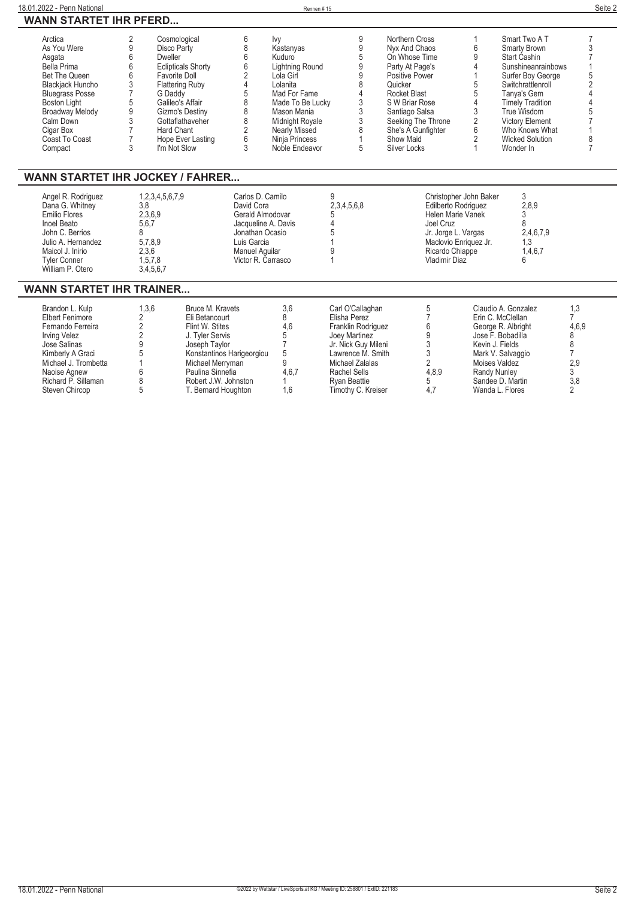## WANN STARTET IHR PFERD...

| | | | | | | | | | |
|---|---|---|---|---|---|---|---|---|---|
| Arctica | 2 | Cosmological | 6 | Ivy | 9 | Northern Cross | 1 | Smart Two A T | 7 |
| As You Were | 9 | Disco Party | 8 | Kastanyas | 9 | Nyx And Chaos | 6 | Smarty Brown | 3 |
| Asgata | 6 | Dweller | 6 | Kuduro | 5 | On Whose Time | 9 | Start Cashin | 7 |
| Bella Prima | 6 | Eclipticals Shorty | 6 | Lightning Round | 9 | Party At Page's | 4 | Sunshineanrainbows | 1 |
| Bet The Queen | 6 | Favorite Doll | 2 | Lola Girl | 9 | Positive Power | 1 | Surfer Boy George | 5 |
| Blackjack Huncho | 3 | Flattering Ruby | 4 | Lolanita | 8 | Quicker | 5 | Switchrattlenroll | 2 |
| Bluegrass Posse | 7 | G Daddy | 5 | Mad For Fame | 4 | Rocket Blast | 5 | Tanya's Gem | 4 |
| Boston Light | 5 | Galileo's Affair | 8 | Made To Be Lucky | 3 | S W Briar Rose | 4 | Timely Tradition | 4 |
| Broadway Melody | 9 | Gizmo's Destiny | 8 | Mason Mania | 3 | Santiago Salsa | 3 | True Wisdom | 5 |
| Calm Down | 3 | Gottaflathaveher | 8 | Midnight Royale | 3 | Seeking The Throne | 2 | Victory Element | 7 |
| Cigar Box | 7 | Hard Chant | 2 | Nearly Missed | 8 | She's A Gunfighter | 6 | Who Knows What | 1 |
| Coast To Coast | 7 | Hope Ever Lasting | 6 | Ninja Princess | 1 | Show Maid | 2 | Wicked Solution | 8 |
| Compact | 3 | I'm Not Slow | 3 | Noble Endeavor | 5 | Silver Locks | 1 | Wonder In | 7 |

## WANN STARTET IHR JOCKEY / FAHRER...

| | | | | | |
|---|---|---|---|---|---|
| Angel R. Rodriguez | 1,2,3,4,5,6,7,9 | Carlos D. Camilo | 9 | Christopher John Baker | 3 |
| Dana G. Whitney | 3,8 | David Cora | 2,3,4,5,6,8 | Edilberto Rodriguez | 2,8,9 |
| Emilio Flores | 2,3,6,9 | Gerald Almodovar | 5 | Helen Marie Vanek | 3 |
| Inoel Beato | 5,6,7 | Jacqueline A. Davis | 4 | Joel Cruz | 8 |
| John C. Berrios | 8 | Jonathan Ocasio | 5 | Jr. Jorge L. Vargas | 2,4,6,7,9 |
| Julio A. Hernandez | 5,7,8,9 | Luis Garcia | 1 | Maclovio Enriquez Jr. | 1,3 |
| Maicol J. Inirio | 2,3,6 | Manuel Aguilar | 9 | Ricardo Chiappe | 1,4,6,7 |
| Tyler Conner | 1,5,7,8 | Victor R. Carrasco | 1 | Vladimir Diaz | 6 |
| William P. Otero | 3,4,5,6,7 | | | | |

## WANN STARTET IHR TRAINER...

| | | | | | | | |
|---|---|---|---|---|---|---|---|
| Brandon L. Kulp | 1,3,6 | Bruce M. Kravets | 3,6 | Carl O'Callaghan | 5 | Claudio A. Gonzalez | 1,3 |
| Elbert Fenimore | 2 | Eli Betancourt | 8 | Elisha Perez | 7 | Erin C. McClellan | 7 |
| Fernando Ferreira | 2 | Flint W. Stites | 4,6 | Franklin Rodriguez | 6 | George R. Albright | 4,6,9 |
| Irving Velez | 2 | J. Tyler Servis | 5 | Joey Martinez | 9 | Jose F. Bobadilla | 8 |
| Jose Salinas | 9 | Joseph Taylor | 7 | Jr. Nick Guy Mileni | 3 | Kevin J. Fields | 8 |
| Kimberly A Graci | 5 | Konstantinos Harigeorgiou | 5 | Lawrence M. Smith | 3 | Mark V. Salvaggio | 7 |
| Michael J. Trombetta | 1 | Michael Merryman | 9 | Michael Zalalas | 2 | Moises Valdez | 2,9 |
| Naoise Agnew | 6 | Paulina Sinnefia | 4,6,7 | Rachel Sells | 4,8,9 | Randy Nunley | 3 |
| Richard P. Sillaman | 8 | Robert J.W. Johnston | 1 | Ryan Beattie | 5 | Sandee D. Martin | 3,8 |
| Steven Chircop | 5 | T. Bernard Houghton | 1,6 | Timothy C. Kreiser | 4,7 | Wanda L. Flores | 2 |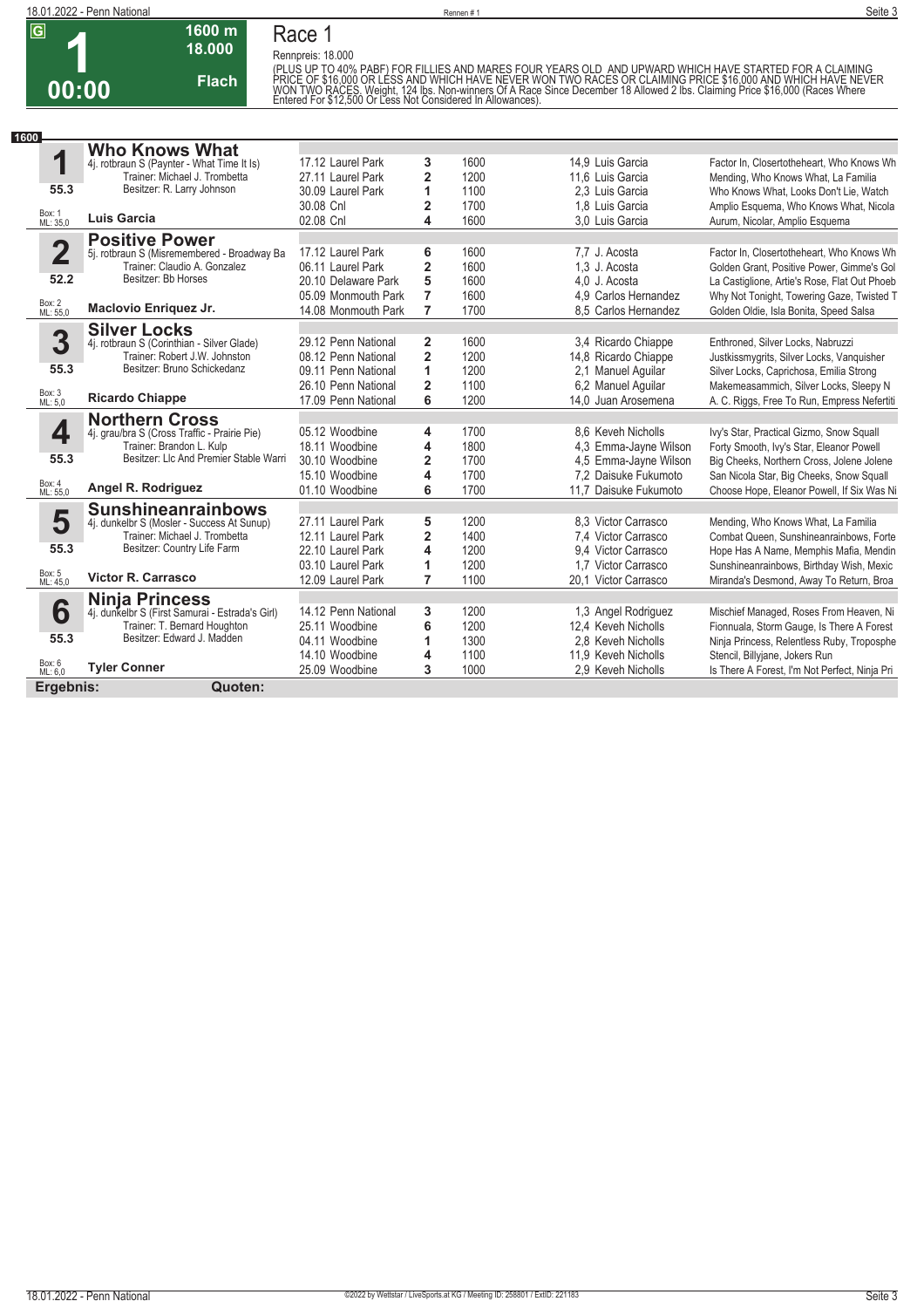# Race 1

**G** **1** **00:00** — 1600 m, 18.000, Flach

Rennpreis: 18.000

(PLUS UP TO 40% PABF) FOR FILLIES AND MARES FOUR YEARS OLD AND UPWARD WHICH HAVE STARTED FOR A CLAIMING PRICE OF $16,000 OR LESS AND WHICH HAVE NEVER WON TWO RACES OR CLAIMING PRICE $16,000 AND WHICH HAVE NEVER WON TWO RACES. Weight, 124 lbs. Non-winners Of A Race Since December 18 Allowed 2 lbs. Claiming Price $16,000 (Races Where Entered For $12,500 Or Less Not Considered In Allowances).

**1600**

## 1 Who Knows What

4j. rotbraun S (Paynter - What Time It Is)
Trainer: Michael J. Trombetta
Besitzer: R. Larry Johnson
55.3
Box: 1, ML: 35,0
**Luis Garcia**

| Datum | Bahn | Platz | Distanz | Quote | Jockey | Einlauf |
|---|---|---|---|---|---|---|
| 17.12 | Laurel Park | 3 | 1600 | 14,9 | Luis Garcia | Factor In, Closertotheheart, Who Knows Wh |
| 27.11 | Laurel Park | 2 | 1200 | 11,6 | Luis Garcia | Mending, Who Knows What, La Familia |
| 30.09 | Laurel Park | 1 | 1100 | 2,3 | Luis Garcia | Who Knows What, Looks Don't Lie, Watch |
| 30.08 | Cnl | 2 | 1700 | 1,8 | Luis Garcia | Amplio Esquema, Who Knows What, Nicola |
| 02.08 | Cnl | 4 | 1600 | 3,0 | Luis Garcia | Aurum, Nicolar, Amplio Esquema |

## 2 Positive Power

5j. rotbraun S (Misremembered - Broadway Ba
Trainer: Claudio A. Gonzalez
Besitzer: Bb Horses
52.2
Box: 2, ML: 55,0
**Maclovio Enriquez Jr.**

| Datum | Bahn | Platz | Distanz | Quote | Jockey | Einlauf |
|---|---|---|---|---|---|---|
| 17.12 | Laurel Park | 6 | 1600 | 7,7 | J. Acosta | Factor In, Closertotheheart, Who Knows Wh |
| 06.11 | Laurel Park | 2 | 1600 | 1,3 | J. Acosta | Golden Grant, Positive Power, Gimme's Gol |
| 20.10 | Delaware Park | 5 | 1600 | 4,0 | J. Acosta | La Castiglione, Artie's Rose, Flat Out Phoeb |
| 05.09 | Monmouth Park | 7 | 1600 | 4,9 | Carlos Hernandez | Why Not Tonight, Towering Gaze, Twisted T |
| 14.08 | Monmouth Park | 7 | 1700 | 8,5 | Carlos Hernandez | Golden Oldie, Isla Bonita, Speed Salsa |

## 3 Silver Locks

4j. rotbraun S (Corinthian - Silver Glade)
Trainer: Robert J.W. Johnston
Besitzer: Bruno Schickedanz
55.3
Box: 3, ML: 5,0
**Ricardo Chiappe**

| Datum | Bahn | Platz | Distanz | Quote | Jockey | Einlauf |
|---|---|---|---|---|---|---|
| 29.12 | Penn National | 2 | 1600 | 3,4 | Ricardo Chiappe | Enthroned, Silver Locks, Nabruzzi |
| 08.12 | Penn National | 2 | 1200 | 14,8 | Ricardo Chiappe | Justkissmygrits, Silver Locks, Vanquisher |
| 09.11 | Penn National | 1 | 1200 | 2,1 | Manuel Aguilar | Silver Locks, Caprichosa, Emilia Strong |
| 26.10 | Penn National | 2 | 1100 | 6,2 | Manuel Aguilar | Makemeasammich, Silver Locks, Sleepy N |
| 17.09 | Penn National | 6 | 1200 | 14,0 | Juan Arosemena | A. C. Riggs, Free To Run, Empress Nefertiti |

## 4 Northern Cross

4j. grau/bra S (Cross Traffic - Prairie Pie)
Trainer: Brandon L. Kulp
Besitzer: Llc And Premier Stable Warri
55.3
Box: 4, ML: 55,0
**Angel R. Rodriguez**

| Datum | Bahn | Platz | Distanz | Quote | Jockey | Einlauf |
|---|---|---|---|---|---|---|
| 05.12 | Woodbine | 4 | 1700 | 8,6 | Keveh Nicholls | Ivy's Star, Practical Gizmo, Snow Squall |
| 18.11 | Woodbine | 4 | 1800 | 4,3 | Emma-Jayne Wilson | Forty Smooth, Ivy's Star, Eleanor Powell |
| 30.10 | Woodbine | 2 | 1700 | 4,5 | Emma-Jayne Wilson | Big Cheeks, Northern Cross, Jolene Jolene |
| 15.10 | Woodbine | 4 | 1700 | 7,2 | Daisuke Fukumoto | San Nicola Star, Big Cheeks, Snow Squall |
| 01.10 | Woodbine | 6 | 1700 | 11,7 | Daisuke Fukumoto | Choose Hope, Eleanor Powell, If Six Was Ni |

## 5 Sunshineanrainbows

4j. dunkelbr S (Mosler - Success At Sunup)
Trainer: Michael J. Trombetta
Besitzer: Country Life Farm
55.3
Box: 5, ML: 45,0
**Victor R. Carrasco**

| Datum | Bahn | Platz | Distanz | Quote | Jockey | Einlauf |
|---|---|---|---|---|---|---|
| 27.11 | Laurel Park | 5 | 1200 | 8,3 | Victor Carrasco | Mending, Who Knows What, La Familia |
| 12.11 | Laurel Park | 2 | 1400 | 7,4 | Victor Carrasco | Combat Queen, Sunshineanrainbows, Forte |
| 22.10 | Laurel Park | 4 | 1200 | 9,4 | Victor Carrasco | Hope Has A Name, Memphis Mafia, Mendin |
| 03.10 | Laurel Park | 1 | 1200 | 1,7 | Victor Carrasco | Sunshineanrainbows, Birthday Wish, Mexic |
| 12.09 | Laurel Park | 7 | 1100 | 20,1 | Victor Carrasco | Miranda's Desmond, Away To Return, Broa |

## 6 Ninja Princess

4j. dunkelbr S (First Samurai - Estrada's Girl)
Trainer: T. Bernard Houghton
Besitzer: Edward J. Madden
55.3
Box: 6, ML: 6,0
**Tyler Conner**

| Datum | Bahn | Platz | Distanz | Quote | Jockey | Einlauf |
|---|---|---|---|---|---|---|
| 14.12 | Penn National | 3 | 1200 | 1,3 | Angel Rodriguez | Mischief Managed, Roses From Heaven, Ni |
| 25.11 | Woodbine | 6 | 1200 | 12,4 | Keveh Nicholls | Fionnuala, Storm Gauge, Is There A Forest |
| 04.11 | Woodbine | 1 | 1300 | 2,8 | Keveh Nicholls | Ninja Princess, Relentless Ruby, Troposphe |
| 14.10 | Woodbine | 4 | 1100 | 11,9 | Keveh Nicholls | Stencil, Billyjane, Jokers Run |
| 25.09 | Woodbine | 3 | 1000 | 2,9 | Keveh Nicholls | Is There A Forest, I'm Not Perfect, Ninja Pri |

**Ergebnis:** **Quoten:**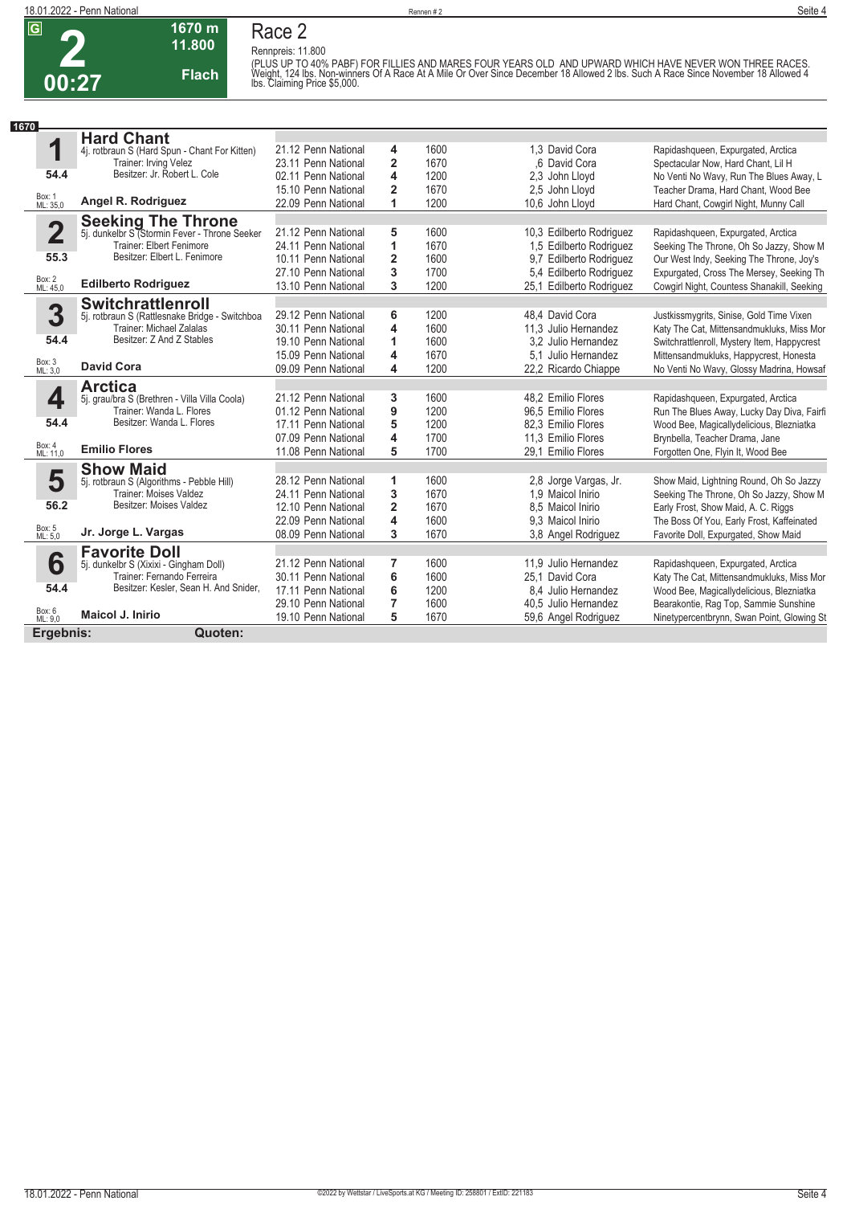# Race 2

**2** | 00:27 | 1670 m | 11.800 | Flach

Rennpreis: 11.800

(PLUS UP TO 40% PABF) FOR FILLIES AND MARES FOUR YEARS OLD AND UPWARD WHICH HAVE NEVER WON THREE RACES. Weight, 124 lbs. Non-winners Of A Race At A Mile Or Over Since December 18 Allowed 2 lbs. Such A Race Since November 18 Allowed 4 lbs. Claiming Price $5,000.

**1670**

| Nr. | Pferd | Datum / Bahn | Platz | Distanz | Quote / Jockey | Einlauf |
|---|---|---|---|---|---|---|
| **1** | **Hard Chant** 4j. rotbraun S (Hard Spun - Chant For Kitten) Trainer: Irving Velez Besitzer: Jr. Robert L. Cole | 21.12 Penn National | 4 | 1600 | 1,3 David Cora | Rapidashqueen, Expurgated, Arctica |
| 54.4 | | 23.11 Penn National | 2 | 1670 | ,6 David Cora | Spectacular Now, Hard Chant, Lil H |
| | | 02.11 Penn National | 4 | 1200 | 2,3 John Lloyd | No Venti No Wavy, Run The Blues Away, L |
| Box: 1 ML: 35,0 | | 15.10 Penn National | 2 | 1670 | 2,5 John Lloyd | Teacher Drama, Hard Chant, Wood Bee |
| | **Angel R. Rodriguez** | 22.09 Penn National | 1 | 1200 | 10,6 John Lloyd | Hard Chant, Cowgirl Night, Munny Call |
| **2** | **Seeking The Throne** 5j. dunkelbr S (Stormin Fever - Throne Seeker Trainer: Elbert Fenimore Besitzer: Elbert L. Fenimore | 21.12 Penn National | 5 | 1600 | 10,3 Edilberto Rodriguez | Rapidashqueen, Expurgated, Arctica |
| 55.3 | | 24.11 Penn National | 1 | 1670 | 1,5 Edilberto Rodriguez | Seeking The Throne, Oh So Jazzy, Show M |
| | | 10.11 Penn National | 2 | 1600 | 9,7 Edilberto Rodriguez | Our West Indy, Seeking The Throne, Joy's |
| Box: 2 ML: 45,0 | | 27.10 Penn National | 3 | 1700 | 5,4 Edilberto Rodriguez | Expurgated, Cross The Mersey, Seeking Th |
| | **Edilberto Rodriguez** | 13.10 Penn National | 3 | 1200 | 25,1 Edilberto Rodriguez | Cowgirl Night, Countess Shanakill, Seeking |
| **3** | **Switchrattlenroll** 5j. rotbraun S (Rattlesnake Bridge - Switchboa Trainer: Michael Zalalas Besitzer: Z And Z Stables | 29.12 Penn National | 6 | 1200 | 48,4 David Cora | Justkissmygrits, Sinise, Gold Time Vixen |
| 54.4 | | 30.11 Penn National | 4 | 1600 | 11,3 Julio Hernandez | Katy The Cat, Mittensandmukluks, Miss Mor |
| | | 19.10 Penn National | 1 | 1600 | 3,2 Julio Hernandez | Switchrattlenroll, Mystery Item, Happycrest |
| Box: 3 ML: 3,0 | | 15.09 Penn National | 4 | 1670 | 5,1 Julio Hernandez | Mittensandmukluks, Happycrest, Honesta |
| | **David Cora** | 09.09 Penn National | 4 | 1200 | 22,2 Ricardo Chiappe | No Venti No Wavy, Glossy Madrina, Howsaf |
| **4** | **Arctica** 5j. grau/bra S (Brethren - Villa Villa Coola) Trainer: Wanda L. Flores Besitzer: Wanda L. Flores | 21.12 Penn National | 3 | 1600 | 48,2 Emilio Flores | Rapidashqueen, Expurgated, Arctica |
| 54.4 | | 01.12 Penn National | 9 | 1200 | 96,5 Emilio Flores | Run The Blues Away, Lucky Day Diva, Fairfi |
| | | 17.11 Penn National | 5 | 1200 | 82,3 Emilio Flores | Wood Bee, Magicallydelicious, Blezniatka |
| Box: 4 ML: 11,0 | | 07.09 Penn National | 4 | 1700 | 11,3 Emilio Flores | Brynbella, Teacher Drama, Jane |
| | **Emilio Flores** | 11.08 Penn National | 5 | 1700 | 29,1 Emilio Flores | Forgotten One, Flyin It, Wood Bee |
| **5** | **Show Maid** 5j. rotbraun S (Algorithms - Pebble Hill) Trainer: Moises Valdez Besitzer: Moises Valdez | 28.12 Penn National | 1 | 1600 | 2,8 Jorge Vargas, Jr. | Show Maid, Lightning Round, Oh So Jazzy |
| 56.2 | | 24.11 Penn National | 3 | 1670 | 1,9 Maicol Inirio | Seeking The Throne, Oh So Jazzy, Show M |
| | | 12.10 Penn National | 2 | 1670 | 8,5 Maicol Inirio | Early Frost, Show Maid, A. C. Riggs |
| Box: 5 ML: 5,0 | | 22.09 Penn National | 4 | 1600 | 9,3 Maicol Inirio | The Boss Of You, Early Frost, Kaffeinated |
| | **Jr. Jorge L. Vargas** | 08.09 Penn National | 3 | 1670 | 3,8 Angel Rodriguez | Favorite Doll, Expurgated, Show Maid |
| **6** | **Favorite Doll** 5j. dunkelbr S (Xixixi - Gingham Doll) Trainer: Fernando Ferreira Besitzer: Kesler, Sean H. And Snider, | 21.12 Penn National | 7 | 1600 | 11,9 Julio Hernandez | Rapidashqueen, Expurgated, Arctica |
| 54.4 | | 30.11 Penn National | 6 | 1600 | 25,1 David Cora | Katy The Cat, Mittensandmukluks, Miss Mor |
| | | 17.11 Penn National | 6 | 1200 | 8,4 Julio Hernandez | Wood Bee, Magicallydelicious, Blezniatka |
| Box: 6 ML: 9,0 | | 29.10 Penn National | 7 | 1600 | 40,5 Julio Hernandez | Bearakontie, Rag Top, Sammie Sunshine |
| | **Maicol J. Inirio** | 19.10 Penn National | 5 | 1670 | 59,6 Angel Rodriguez | Ninetypercentbrynn, Swan Point, Glowing St |

**Ergebnis:** **Quoten:**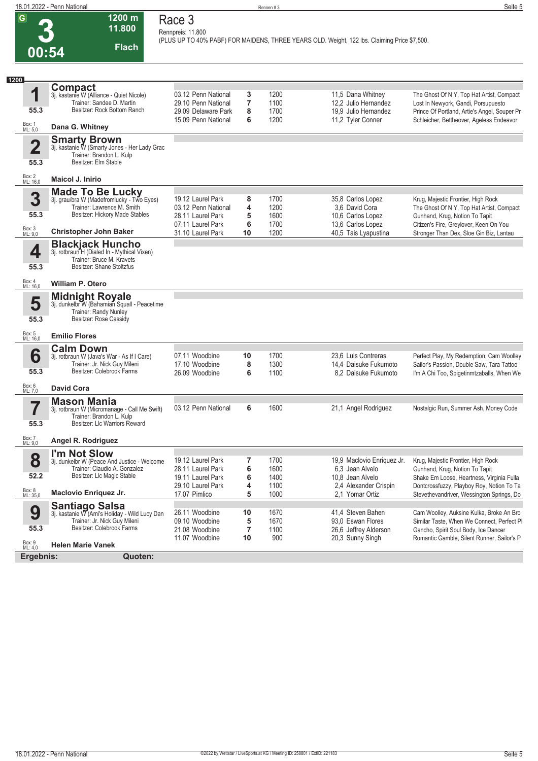# Race 3

**3** — 1200 m — 11.800 — Flach — 00:54

Rennpreis: 11.800
(PLUS UP TO 40% PABF) FOR MAIDENS, THREE YEARS OLD. Weight, 122 lbs. Claiming Price $7,500.

**1200**

## 1 Compact
3j. kastanie W (Alliance - Quiet Nicole)
Trainer: Sandee D. Martin
Besitzer: Rock Bottom Ranch
55.3
Box: 1 ML: 5,0
**Dana G. Whitney**

| Datum | Bahn | Platz | Distanz | Quote / Jockey | Einlauf |
|---|---|---|---|---|---|
| 03.12 | Penn National | 3 | 1200 | 11,5 Dana Whitney | The Ghost Of N Y, Top Hat Artist, Compact |
| 29.10 | Penn National | 7 | 1100 | 12,2 Julio Hernandez | Lost In Newyork, Gandi, Porsupuesto |
| 29.09 | Delaware Park | 8 | 1700 | 19,9 Julio Hernandez | Prince Of Portland, Artie's Angel, Souper Pr |
| 15.09 | Penn National | 6 | 1200 | 11,2 Tyler Conner | Schleicher, Bettheover, Ageless Endeavor |

## 2 Smarty Brown
3j. kastanie W (Smarty Jones - Her Lady Grac
Trainer: Brandon L. Kulp
Besitzer: Elm Stable
55.3
Box: 2 ML: 16,0
**Maicol J. Inirio**

## 3 Made To Be Lucky
3j. grau/bra W (Madefromlucky - Two Eyes)
Trainer: Lawrence M. Smith
Besitzer: Hickory Made Stables
55.3
Box: 3 ML: 9,0
**Christopher John Baker**

| Datum | Bahn | Platz | Distanz | Quote / Jockey | Einlauf |
|---|---|---|---|---|---|
| 19.12 | Laurel Park | 8 | 1700 | 35,8 Carlos Lopez | Krug, Majestic Frontier, High Rock |
| 03.12 | Penn National | 4 | 1200 | 3,6 David Cora | The Ghost Of N Y, Top Hat Artist, Compact |
| 28.11 | Laurel Park | 5 | 1600 | 10,6 Carlos Lopez | Gunhand, Krug, Notion To Tapit |
| 07.11 | Laurel Park | 6 | 1700 | 13,6 Carlos Lopez | Citizen's Fire, Greylover, Keen On You |
| 31.10 | Laurel Park | 10 | 1200 | 40,5 Tais Lyapustina | Stronger Than Dex, Sloe Gin Biz, Lantau |

## 4 Blackjack Huncho
3j. rotbraun H (Dialed In - Mythical Vixen)
Trainer: Bruce M. Kravets
Besitzer: Shane Stoltzfus
55.3
Box: 4 ML: 16,0
**William P. Otero**

## 5 Midnight Royale
3j. dunkelbr W (Bahamian Squall - Peacetime
Trainer: Randy Nunley
Besitzer: Rose Cassidy
55.3
Box: 5 ML: 16,0
**Emilio Flores**

## 6 Calm Down
3j. rotbraun W (Java's War - As If I Care)
Trainer: Jr. Nick Guy Mileni
Besitzer: Colebrook Farms
55.3
Box: 6 ML: 7,0
**David Cora**

| Datum | Bahn | Platz | Distanz | Quote / Jockey | Einlauf |
|---|---|---|---|---|---|
| 07.11 | Woodbine | 10 | 1700 | 23,6 Luis Contreras | Perfect Play, My Redemption, Cam Woolley |
| 17.10 | Woodbine | 8 | 1300 | 14,4 Daisuke Fukumoto | Sailor's Passion, Double Saw, Tara Tattoo |
| 26.09 | Woodbine | 6 | 1100 | 8,2 Daisuke Fukumoto | I'm A Chi Too, Spigetinmtzaballs, When We |

## 7 Mason Mania
3j. rotbraun W (Micromanage - Call Me Swift)
Trainer: Brandon L. Kulp
Besitzer: Llc Warriors Reward
55.3
Box: 7 ML: 9,0
**Angel R. Rodriguez**

| Datum | Bahn | Platz | Distanz | Quote / Jockey | Einlauf |
|---|---|---|---|---|---|
| 03.12 | Penn National | 6 | 1600 | 21,1 Angel Rodriguez | Nostalgic Run, Summer Ash, Money Code |

## 8 I'm Not Slow
3j. dunkelbr W (Peace And Justice - Welcome
Trainer: Claudio A. Gonzalez
Besitzer: Llc Magic Stable
52.2
Box: 8 ML: 35,0
**Maclovio Enriquez Jr.**

| Datum | Bahn | Platz | Distanz | Quote / Jockey | Einlauf |
|---|---|---|---|---|---|
| 19.12 | Laurel Park | 7 | 1700 | 19,9 Maclovio Enriquez Jr. | Krug, Majestic Frontier, High Rock |
| 28.11 | Laurel Park | 6 | 1600 | 6,3 Jean Alvelo | Gunhand, Krug, Notion To Tapit |
| 19.11 | Laurel Park | 6 | 1400 | 10,8 Jean Alvelo | Shake Em Loose, Heartness, Virginia Fulla |
| 29.10 | Laurel Park | 4 | 1100 | 2,4 Alexander Crispin | Dontcrossfuzzy, Playboy Roy, Notion To Ta |
| 17.07 | Pimlico | 5 | 1000 | 2,1 Yomar Ortiz | Stevethevandriver, Wessington Springs, Do |

## 9 Santiago Salsa
3j. kastanie W (Ami's Holiday - Wild Lucy Dan
Trainer: Jr. Nick Guy Mileni
Besitzer: Colebrook Farms
55.3
Box: 9 ML: 4,0
**Helen Marie Vanek**

| Datum | Bahn | Platz | Distanz | Quote / Jockey | Einlauf |
|---|---|---|---|---|---|
| 26.11 | Woodbine | 10 | 1670 | 41,4 Steven Bahen | Cam Woolley, Auksine Kulka, Broke An Bro |
| 09.10 | Woodbine | 5 | 1670 | 93,0 Eswan Flores | Similar Taste, When We Connect, Perfect Pl |
| 21.08 | Woodbine | 7 | 1100 | 26,6 Jeffrey Alderson | Gancho, Spirit Soul Body, Ice Dancer |
| 11.07 | Woodbine | 10 | 900 | 20,3 Sunny Singh | Romantic Gamble, Silent Runner, Sailor's P |

**Ergebnis:** **Quoten:**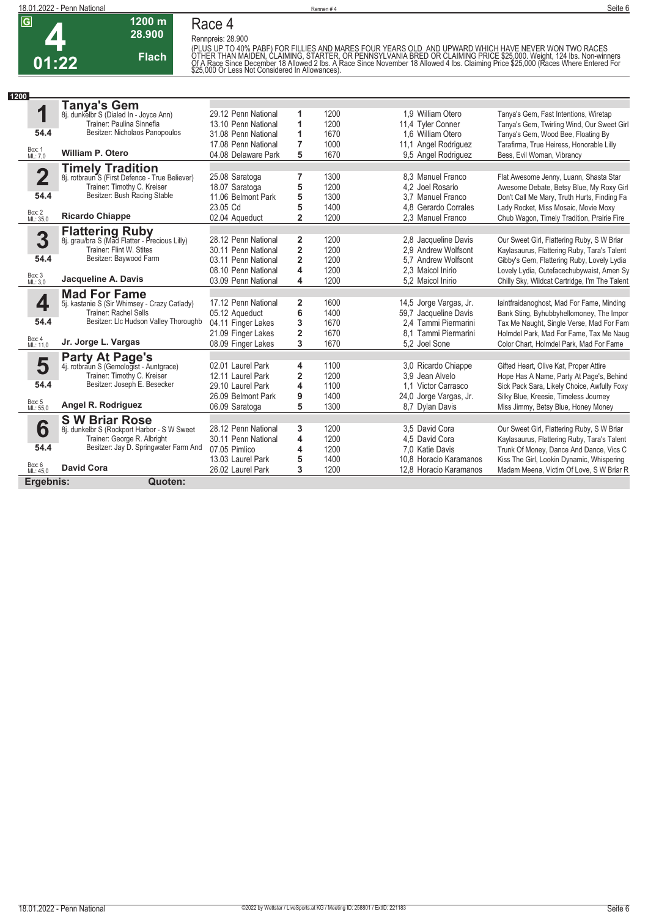**G** **4** **01:22** | **1200 m** **28.900** **Flach**

# Race 4

Rennpreis: 28.900

(PLUS UP TO 40% PABF) FOR FILLIES AND MARES FOUR YEARS OLD AND UPWARD WHICH HAVE NEVER WON TWO RACES OTHER THAN MAIDEN, CLAIMING, STARTER, OR PENNSYLVANIA BRED OR CLAIMING PRICE $25,000. Weight, 124 lbs. Non-winners Of A Race Since December 18 Allowed 2 lbs. A Race Since November 18 Allowed 4 lbs. Claiming Price $25,000 (Races Where Entered For $25,000 Or Less Not Considered In Allowances).

**1200**

## 1 Tanya's Gem
8j. dunkelbr S (Dialed In - Joyce Ann)
Trainer: Paulina Sinnefia
Besitzer: Nicholaos Panopoulos
54.4
Box: 1 ML: 7,0
**William P. Otero**

| Datum | Bahn | Platz | Distanz | Quote / Jockey | Ergebnis |
|---|---|---|---|---|---|
| 29.12 | Penn National | 1 | 1200 | 1,9 William Otero | Tanya's Gem, Fast Intentions, Wiretap |
| 13.10 | Penn National | 1 | 1200 | 11,4 Tyler Conner | Tanya's Gem, Twirling Wind, Our Sweet Girl |
| 31.08 | Penn National | 1 | 1670 | 1,6 William Otero | Tanya's Gem, Wood Bee, Floating By |
| 17.08 | Penn National | 7 | 1000 | 11,1 Angel Rodriguez | Tarafirma, True Heiress, Honorable Lilly |
| 04.08 | Delaware Park | 5 | 1670 | 9,5 Angel Rodriguez | Bess, Evil Woman, Vibrancy |

## 2 Timely Tradition
8j. rotbraun S (First Defence - True Believer)
Trainer: Timothy C. Kreiser
Besitzer: Bush Racing Stable
54.4
Box: 2 ML: 35,0
**Ricardo Chiappe**

| Datum | Bahn | Platz | Distanz | Quote / Jockey | Ergebnis |
|---|---|---|---|---|---|
| 25.08 | Saratoga | 7 | 1300 | 8,3 Manuel Franco | Flat Awesome Jenny, Luann, Shasta Star |
| 18.07 | Saratoga | 5 | 1200 | 4,2 Joel Rosario | Awesome Debate, Betsy Blue, My Roxy Girl |
| 11.06 | Belmont Park | 5 | 1300 | 3,7 Manuel Franco | Don't Call Me Mary, Truth Hurts, Finding Fa |
| 23.05 | Cd | 5 | 1400 | 4,8 Gerardo Corrales | Lady Rocket, Miss Mosaic, Movie Moxy |
| 02.04 | Aqueduct | 2 | 1200 | 2,3 Manuel Franco | Chub Wagon, Timely Tradition, Prairie Fire |

## 3 Flattering Ruby
8j. grau/bra S (Mad Flatter - Precious Lilly)
Trainer: Flint W. Stites
Besitzer: Baywood Farm
54.4
Box: 3 ML: 3,0
**Jacqueline A. Davis**

| Datum | Bahn | Platz | Distanz | Quote / Jockey | Ergebnis |
|---|---|---|---|---|---|
| 28.12 | Penn National | 2 | 1200 | 2,8 Jacqueline Davis | Our Sweet Girl, Flattering Ruby, S W Briar |
| 30.11 | Penn National | 2 | 1200 | 2,9 Andrew Wolfsont | Kaylasaurus, Flattering Ruby, Tara's Talent |
| 03.11 | Penn National | 2 | 1200 | 5,7 Andrew Wolfsont | Gibby's Gem, Flattering Ruby, Lovely Lydia |
| 08.10 | Penn National | 4 | 1200 | 2,3 Maicol Inirio | Lovely Lydia, Cutefacechubywaist, Amen Sy |
| 03.09 | Penn National | 4 | 1200 | 5,2 Maicol Inirio | Chilly Sky, Wildcat Cartridge, I'm The Talent |

## 4 Mad For Fame
5j. kastanie S (Sir Whimsey - Crazy Catlady)
Trainer: Rachel Sells
Besitzer: Llc Hudson Valley Thoroughb
54.4
Box: 4 ML: 11,0
**Jr. Jorge L. Vargas**

| Datum | Bahn | Platz | Distanz | Quote / Jockey | Ergebnis |
|---|---|---|---|---|---|
| 17.12 | Penn National | 2 | 1600 | 14,5 Jorge Vargas, Jr. | laintfraidanoghost, Mad For Fame, Minding |
| 05.12 | Aqueduct | 6 | 1400 | 59,7 Jacqueline Davis | Bank Sting, Byhubbyhellomoney, The Impor |
| 04.11 | Finger Lakes | 3 | 1670 | 2,4 Tammi Piermarini | Tax Me Naught, Single Verse, Mad For Fam |
| 21.09 | Finger Lakes | 2 | 1670 | 8,1 Tammi Piermarini | Holmdel Park, Mad For Fame, Tax Me Naug |
| 08.09 | Finger Lakes | 3 | 1670 | 5,2 Joel Sone | Color Chart, Holmdel Park, Mad For Fame |

## 5 Party At Page's
4j. rotbraun S (Gemologist - Auntgrace)
Trainer: Timothy C. Kreiser
Besitzer: Joseph E. Besecker
54.4
Box: 5 ML: 55,0
**Angel R. Rodriguez**

| Datum | Bahn | Platz | Distanz | Quote / Jockey | Ergebnis |
|---|---|---|---|---|---|
| 02.01 | Laurel Park | 4 | 1100 | 3,0 Ricardo Chiappe | Gifted Heart, Olive Kat, Proper Attire |
| 12.11 | Laurel Park | 2 | 1200 | 3,9 Jean Alvelo | Hope Has A Name, Party At Page's, Behind |
| 29.10 | Laurel Park | 4 | 1100 | 1,1 Victor Carrasco | Sick Pack Sara, Likely Choice, Awfully Foxy |
| 26.09 | Belmont Park | 9 | 1400 | 24,0 Jorge Vargas, Jr. | Silky Blue, Kreesie, Timeless Journey |
| 06.09 | Saratoga | 5 | 1300 | 8,7 Dylan Davis | Miss Jimmy, Betsy Blue, Honey Money |

## 6 S W Briar Rose
8j. dunkelbr S (Rockport Harbor - S W Sweet
Trainer: George R. Albright
Besitzer: Jay D. Springwater Farm And
54.4
Box: 6 ML: 45,0
**David Cora**

| Datum | Bahn | Platz | Distanz | Quote / Jockey | Ergebnis |
|---|---|---|---|---|---|
| 28.12 | Penn National | 3 | 1200 | 3,5 David Cora | Our Sweet Girl, Flattering Ruby, S W Briar |
| 30.11 | Penn National | 4 | 1200 | 4,5 David Cora | Kaylasaurus, Flattering Ruby, Tara's Talent |
| 07.05 | Pimlico | 4 | 1200 | 7,0 Katie Davis | Trunk Of Money, Dance And Dance, Vics C |
| 13.03 | Laurel Park | 5 | 1400 | 10,8 Horacio Karamanos | Kiss The Girl, Lookin Dynamic, Whispering |
| 26.02 | Laurel Park | 3 | 1200 | 12,8 Horacio Karamanos | Madam Meena, Victim Of Love, S W Briar R |

**Ergebnis:** **Quoten:**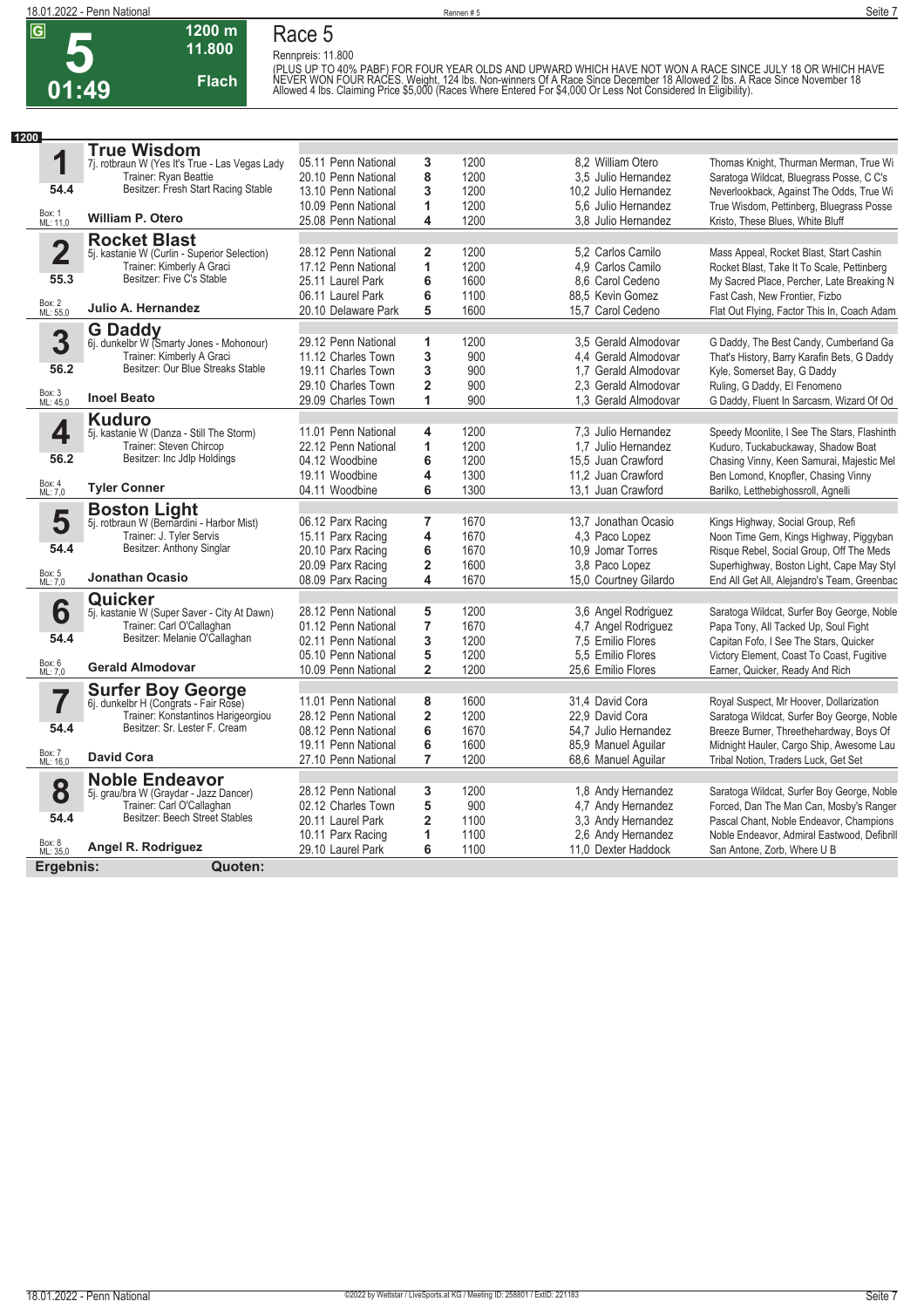# Race 5

**5** — 01:49 — 1200 m — 11.800 — Flach

Rennpreis: 11.800

(PLUS UP TO 40% PABF) FOR FOUR YEAR OLDS AND UPWARD WHICH HAVE NOT WON A RACE SINCE JULY 18 OR WHICH HAVE NEVER WON FOUR RACES. Weight, 124 lbs. Non-winners Of A Race Since December 18 Allowed 2 lbs. A Race Since November 18 Allowed 4 lbs. Claiming Price $5,000 (Races Where Entered For $4,000 Or Less Not Considered In Eligibility).

**1200**

## 1 True Wisdom
7j. rotbraun W (Yes It's True - Las Vegas Lady)
Trainer: Ryan Beattie
Besitzer: Fresh Start Racing Stable
54.4
Box: 1, ML: 11,0
**William P. Otero**

| Datum | Rennbahn | Pl. | Distanz | Quote / Jockey | Einlauf |
|---|---|---|---|---|---|
| 05.11 | Penn National | 3 | 1200 | 8,2 William Otero | Thomas Knight, Thurman Merman, True Wi |
| 20.10 | Penn National | 8 | 1200 | 3,5 Julio Hernandez | Saratoga Wildcat, Bluegrass Posse, C C's |
| 13.10 | Penn National | 3 | 1200 | 10,2 Julio Hernandez | Neverlookback, Against The Odds, True Wi |
| 10.09 | Penn National | 1 | 1200 | 5,6 Julio Hernandez | True Wisdom, Pettinberg, Bluegrass Posse |
| 25.08 | Penn National | 4 | 1200 | 3,8 Julio Hernandez | Kristo, These Blues, White Bluff |

## 2 Rocket Blast
5j. kastanie W (Curlin - Superior Selection)
Trainer: Kimberly A Graci
Besitzer: Five C's Stable
55.3
Box: 2, ML: 55,0
**Julio A. Hernandez**

| Datum | Rennbahn | Pl. | Distanz | Quote / Jockey | Einlauf |
|---|---|---|---|---|---|
| 28.12 | Penn National | 2 | 1200 | 5,2 Carlos Camilo | Mass Appeal, Rocket Blast, Start Cashin |
| 17.12 | Penn National | 1 | 1200 | 4,9 Carlos Camilo | Rocket Blast, Take It To Scale, Pettinberg |
| 25.11 | Laurel Park | 6 | 1600 | 8,6 Carol Cedeno | My Sacred Place, Percher, Late Breaking N |
| 06.11 | Laurel Park | 6 | 1100 | 88,5 Kevin Gomez | Fast Cash, New Frontier, Fizbo |
| 20.10 | Delaware Park | 5 | 1600 | 15,7 Carol Cedeno | Flat Out Flying, Factor This In, Coach Adam |

## 3 G Daddy
6j. dunkelbr W (Smarty Jones - Mohonour)
Trainer: Kimberly A Graci
Besitzer: Our Blue Streaks Stable
56.2
Box: 3, ML: 45,0
**Inoel Beato**

| Datum | Rennbahn | Pl. | Distanz | Quote / Jockey | Einlauf |
|---|---|---|---|---|---|
| 29.12 | Penn National | 1 | 1200 | 3,5 Gerald Almodovar | G Daddy, The Best Candy, Cumberland Ga |
| 11.12 | Charles Town | 3 | 900 | 4,4 Gerald Almodovar | That's History, Barry Karafin Bets, G Daddy |
| 19.11 | Charles Town | 3 | 900 | 1,7 Gerald Almodovar | Kyle, Somerset Bay, G Daddy |
| 29.10 | Charles Town | 2 | 900 | 2,3 Gerald Almodovar | Ruling, G Daddy, El Fenomeno |
| 29.09 | Charles Town | 1 | 900 | 1,3 Gerald Almodovar | G Daddy, Fluent In Sarcasm, Wizard Of Od |

## 4 Kuduro
5j. kastanie W (Danza - Still The Storm)
Trainer: Steven Chircop
Besitzer: Inc Jdlp Holdings
56.2
Box: 4, ML: 7,0
**Tyler Conner**

| Datum | Rennbahn | Pl. | Distanz | Quote / Jockey | Einlauf |
|---|---|---|---|---|---|
| 11.01 | Penn National | 4 | 1200 | 7,3 Julio Hernandez | Speedy Moonlite, I See The Stars, Flashinth |
| 22.12 | Penn National | 1 | 1200 | 1,7 Julio Hernandez | Kuduro, Tuckabuckaway, Shadow Boat |
| 04.12 | Woodbine | 6 | 1200 | 15,5 Juan Crawford | Chasing Vinny, Keen Samurai, Majestic Mel |
| 19.11 | Woodbine | 4 | 1300 | 11,2 Juan Crawford | Ben Lomond, Knopfler, Chasing Vinny |
| 04.11 | Woodbine | 6 | 1300 | 13,1 Juan Crawford | Barilko, Letthebigshossroll, Agnelli |

## 5 Boston Light
5j. rotbraun W (Bernardini - Harbor Mist)
Trainer: J. Tyler Servis
Besitzer: Anthony Singlar
54.4
Box: 5, ML: 7,0
**Jonathan Ocasio**

| Datum | Rennbahn | Pl. | Distanz | Quote / Jockey | Einlauf |
|---|---|---|---|---|---|
| 06.12 | Parx Racing | 7 | 1670 | 13,7 Jonathan Ocasio | Kings Highway, Social Group, Refi |
| 15.11 | Parx Racing | 4 | 1670 | 4,3 Paco Lopez | Noon Time Gem, Kings Highway, Piggyban |
| 20.10 | Parx Racing | 6 | 1670 | 10,9 Jomar Torres | Risque Rebel, Social Group, Off The Meds |
| 20.09 | Parx Racing | 2 | 1600 | 3,8 Paco Lopez | Superhighway, Boston Light, Cape May Styl |
| 08.09 | Parx Racing | 4 | 1670 | 15,0 Courtney Gilardo | End All Get All, Alejandro's Team, Greenbac |

## 6 Quicker
5j. kastanie W (Super Saver - City At Dawn)
Trainer: Carl O'Callaghan
Besitzer: Melanie O'Callaghan
54.4
Box: 6, ML: 7,0
**Gerald Almodovar**

| Datum | Rennbahn | Pl. | Distanz | Quote / Jockey | Einlauf |
|---|---|---|---|---|---|
| 28.12 | Penn National | 5 | 1200 | 3,6 Angel Rodriguez | Saratoga Wildcat, Surfer Boy George, Noble |
| 01.12 | Penn National | 7 | 1670 | 4,7 Angel Rodriguez | Papa Tony, All Tacked Up, Soul Fight |
| 02.11 | Penn National | 3 | 1200 | 7,5 Emilio Flores | Capitan Fofo, I See The Stars, Quicker |
| 05.10 | Penn National | 5 | 1200 | 5,5 Emilio Flores | Victory Element, Coast To Coast, Fugitive |
| 10.09 | Penn National | 2 | 1200 | 25,6 Emilio Flores | Earner, Quicker, Ready And Rich |

## 7 Surfer Boy George
6j. dunkelbr H (Congrats - Fair Rose)
Trainer: Konstantinos Harigeorgiou
Besitzer: Sr. Lester F. Cream
54.4
Box: 7, ML: 16,0
**David Cora**

| Datum | Rennbahn | Pl. | Distanz | Quote / Jockey | Einlauf |
|---|---|---|---|---|---|
| 11.01 | Penn National | 8 | 1600 | 31,4 David Cora | Royal Suspect, Mr Hoover, Dollarization |
| 28.12 | Penn National | 2 | 1200 | 22,9 David Cora | Saratoga Wildcat, Surfer Boy George, Noble |
| 08.12 | Penn National | 6 | 1670 | 54,7 Julio Hernandez | Breeze Burner, Threethehardway, Boys Of |
| 19.11 | Penn National | 6 | 1600 | 85,9 Manuel Aguilar | Midnight Hauler, Cargo Ship, Awesome Lau |
| 27.10 | Penn National | 7 | 1200 | 68,6 Manuel Aguilar | Tribal Notion, Traders Luck, Get Set |

## 8 Noble Endeavor
5j. grau/bra W (Graydar - Jazz Dancer)
Trainer: Carl O'Callaghan
Besitzer: Beech Street Stables
54.4
Box: 8, ML: 35,0
**Angel R. Rodriguez**

| Datum | Rennbahn | Pl. | Distanz | Quote / Jockey | Einlauf |
|---|---|---|---|---|---|
| 28.12 | Penn National | 3 | 1200 | 1,8 Andy Hernandez | Saratoga Wildcat, Surfer Boy George, Noble |
| 02.12 | Charles Town | 5 | 900 | 4,7 Andy Hernandez | Forced, Dan The Man Can, Mosby's Ranger |
| 20.11 | Laurel Park | 2 | 1100 | 3,3 Andy Hernandez | Pascal Chant, Noble Endeavor, Champions |
| 10.11 | Parx Racing | 1 | 1100 | 2,6 Andy Hernandez | Noble Endeavor, Admiral Eastwood, Defibrill |
| 29.10 | Laurel Park | 6 | 1100 | 11,0 Dexter Haddock | San Antone, Zorb, Where U B |

**Ergebnis:** **Quoten:**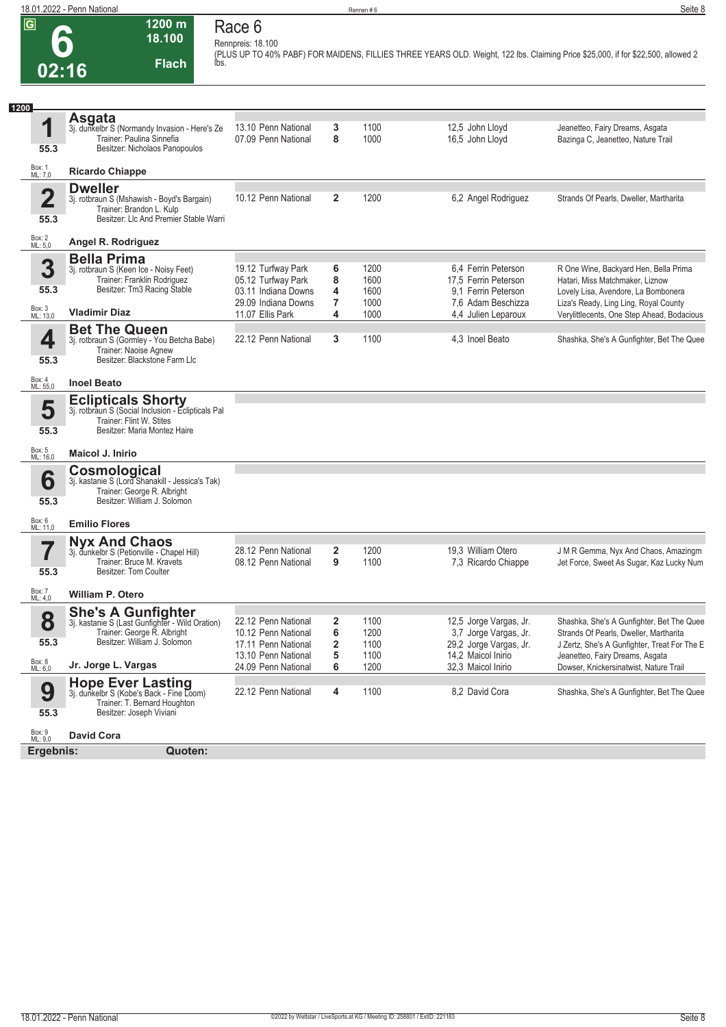# Race 6

**6** | 02:16 | 1200 m | 18.100 | Flach

Rennpreis: 18.100

(PLUS UP TO 40% PABF) FOR MAIDENS, FILLIES THREE YEARS OLD. Weight, 122 lbs. Claiming Price $25,000, if for $22,500, allowed 2 lbs.

**1200**

| Nr. | Pferd | Datum / Bahn | Platz | Distanz | Quote / Jockey | Einlauf |
|---|---|---|---|---|---|---|
| **1** (55.3) Box: 1 ML: 7,0 | **Asgata** 3j. dunkelbr S (Normandy Invasion - Here's Ze) Trainer: Paulina Sinnefia Besitzer: Nicholaos Panopoulos **Ricardo Chiappe** | 13.10 Penn National | 3 | 1100 | 12,5 John Lloyd | Jeanetteo, Fairy Dreams, Asgata |
| | | 07.09 Penn National | 8 | 1000 | 16,5 John Lloyd | Bazinga C, Jeanetteo, Nature Trail |
| **2** (55.3) Box: 2 ML: 5,0 | **Dweller** 3j. rotbraun S (Mshawish - Boyd's Bargain) Trainer: Brandon L. Kulp Besitzer: Llc And Premier Stable Warri **Angel R. Rodriguez** | 10.12 Penn National | 2 | 1200 | 6,2 Angel Rodriguez | Strands Of Pearls, Dweller, Martharita |
| **3** (55.3) Box: 3 ML: 13,0 | **Bella Prima** 3j. rotbraun S (Keen Ice - Noisy Feet) Trainer: Franklin Rodriguez Besitzer: Tm3 Racing Stable **Vladimir Diaz** | 19.12 Turfway Park | 6 | 1200 | 6,4 Ferrin Peterson | R One Wine, Backyard Hen, Bella Prima |
| | | 05.12 Turfway Park | 8 | 1600 | 17,5 Ferrin Peterson | Hatari, Miss Matchmaker, Liznow |
| | | 03.11 Indiana Downs | 4 | 1600 | 9,1 Ferrin Peterson | Lovely Lisa, Avendore, La Bombonera |
| | | 29.09 Indiana Downs | 7 | 1000 | 7,6 Adam Beschizza | Liza's Ready, Ling Ling, Royal County |
| | | 11.07 Ellis Park | 4 | 1000 | 4,4 Julien Leparoux | Verylittlecents, One Step Ahead, Bodacious |
| **4** (55.3) Box: 4 ML: 55,0 | **Bet The Queen** 3j. rotbraun S (Gormley - You Betcha Babe) Trainer: Naoise Agnew Besitzer: Blackstone Farm Llc **Inoel Beato** | 22.12 Penn National | 3 | 1100 | 4,3 Inoel Beato | Shashka, She's A Gunfighter, Bet The Quee |
| **5** (55.3) Box: 5 ML: 16,0 | **Eclipticals Shorty** 3j. rotbraun S (Social Inclusion - Eclipticals Pal) Trainer: Flint W. Stites Besitzer: Maria Montez Haire **Maicol J. Inirio** | | | | | |
| **6** (55.3) Box: 6 ML: 11,0 | **Cosmological** 3j. kastanie S (Lord Shanakill - Jessica's Tak) Trainer: George R. Albright Besitzer: William J. Solomon **Emilio Flores** | | | | | |
| **7** (55.3) Box: 7 ML: 4,0 | **Nyx And Chaos** 3j. dunkelbr S (Petionville - Chapel Hill) Trainer: Bruce M. Kravets Besitzer: Tom Coulter **William P. Otero** | 28.12 Penn National | 2 | 1200 | 19,3 William Otero | J M R Gemma, Nyx And Chaos, Amazingm |
| | | 08.12 Penn National | 9 | 1100 | 7,3 Ricardo Chiappe | Jet Force, Sweet As Sugar, Kaz Lucky Num |
| **8** (55.3) Box: 8 ML: 6,0 | **She's A Gunfighter** 3j. kastanie S (Last Gunfighter - Wild Oration) Trainer: George R. Albright Besitzer: William J. Solomon **Jr. Jorge L. Vargas** | 22.12 Penn National | 2 | 1100 | 12,5 Jorge Vargas, Jr. | Shashka, She's A Gunfighter, Bet The Quee |
| | | 10.12 Penn National | 6 | 1200 | 3,7 Jorge Vargas, Jr. | Strands Of Pearls, Dweller, Martharita |
| | | 17.11 Penn National | 2 | 1100 | 29,2 Jorge Vargas, Jr. | J Zertz, She's A Gunfighter, Treat For The E |
| | | 13.10 Penn National | 5 | 1100 | 14,2 Maicol Inirio | Jeanetteo, Fairy Dreams, Asgata |
| | | 24.09 Penn National | 6 | 1200 | 32,3 Maicol Inirio | Dowser, Knickersinatwist, Nature Trail |
| **9** (55.3) Box: 9 ML: 9,0 | **Hope Ever Lasting** 3j. dunkelbr S (Kobe's Back - Fine Loom) Trainer: T. Bernard Houghton Besitzer: Joseph Viviani **David Cora** | 22.12 Penn National | 4 | 1100 | 8,2 David Cora | Shashka, She's A Gunfighter, Bet The Quee |

**Ergebnis:** **Quoten:**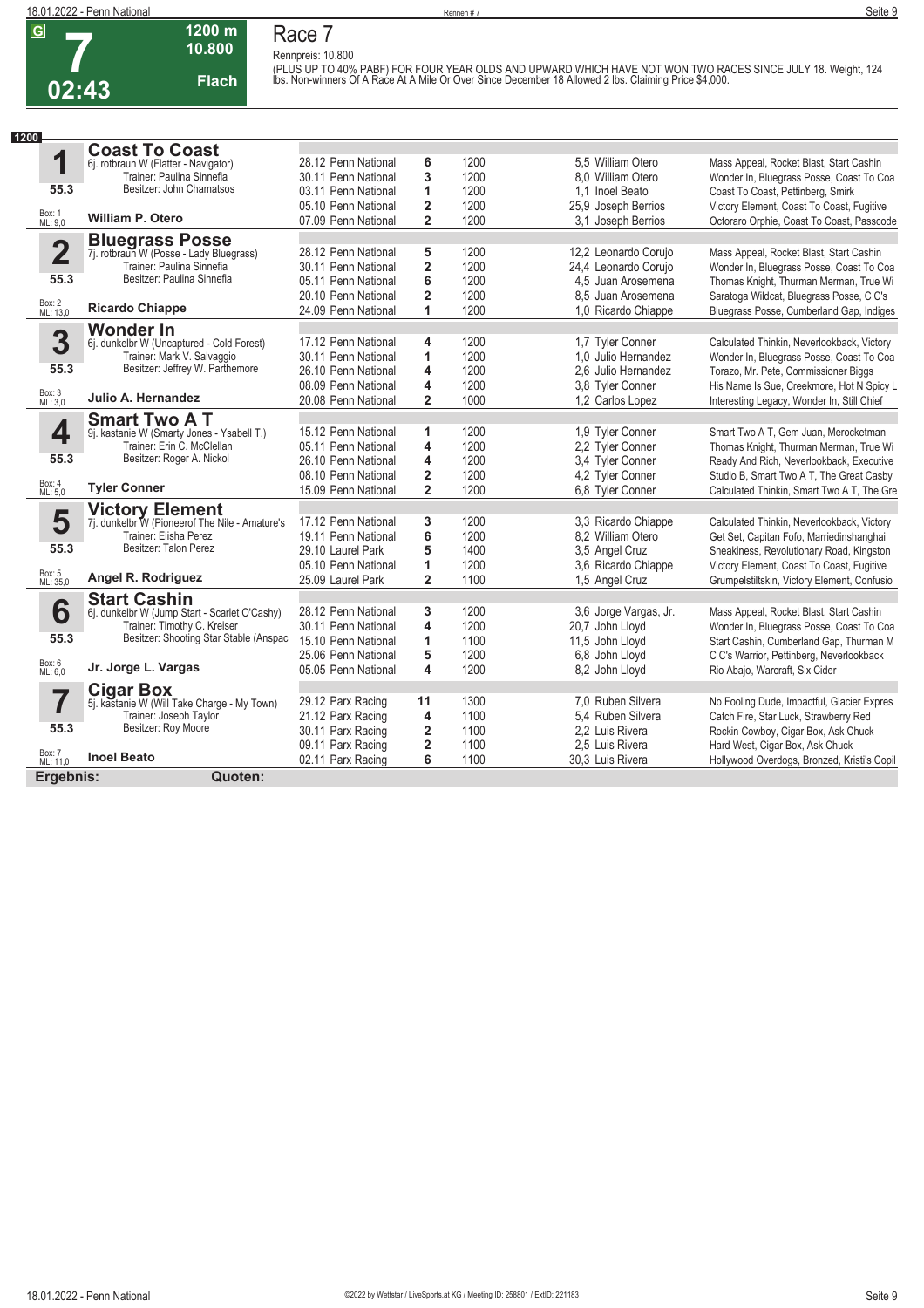G **7** 02:43 | 1200 m | 10.800 | Flach

# Race 7

Rennpreis: 10.800

(PLUS UP TO 40% PABF) FOR FOUR YEAR OLDS AND UPWARD WHICH HAVE NOT WON TWO RACES SINCE JULY 18. Weight, 124 lbs. Non-winners Of A Race At A Mile Or Over Since December 18 Allowed 2 lbs. Claiming Price $4,000.

**1200**

## 1 Coast To Coast
6j. rotbraun W (Flatter - Navigator)
Trainer: Paulina Sinnefia
Besitzer: John Chamatsos
55.3
Box: 1 ML: 9,0
**William P. Otero**

| Datum | Bahn | Platz | Distanz | Quote / Jockey | Einlauf |
|---|---|---|---|---|---|
| 28.12 | Penn National | 6 | 1200 | 5,5 William Otero | Mass Appeal, Rocket Blast, Start Cashin |
| 30.11 | Penn National | 3 | 1200 | 8,0 William Otero | Wonder In, Bluegrass Posse, Coast To Coa |
| 03.11 | Penn National | 1 | 1200 | 1,1 Inoel Beato | Coast To Coast, Pettinberg, Smirk |
| 05.10 | Penn National | 2 | 1200 | 25,9 Joseph Berrios | Victory Element, Coast To Coast, Fugitive |
| 07.09 | Penn National | 2 | 1200 | 3,1 Joseph Berrios | Octoraro Orphie, Coast To Coast, Passcode |

## 2 Bluegrass Posse
7j. rotbraun W (Posse - Lady Bluegrass)
Trainer: Paulina Sinnefia
Besitzer: Paulina Sinnefia
55.3
Box: 2 ML: 13,0
**Ricardo Chiappe**

| Datum | Bahn | Platz | Distanz | Quote / Jockey | Einlauf |
|---|---|---|---|---|---|
| 28.12 | Penn National | 5 | 1200 | 12,2 Leonardo Corujo | Mass Appeal, Rocket Blast, Start Cashin |
| 30.11 | Penn National | 2 | 1200 | 24,4 Leonardo Corujo | Wonder In, Bluegrass Posse, Coast To Coa |
| 05.11 | Penn National | 6 | 1200 | 4,5 Juan Arosemena | Thomas Knight, Thurman Merman, True Wi |
| 20.10 | Penn National | 2 | 1200 | 8,5 Juan Arosemena | Saratoga Wildcat, Bluegrass Posse, C C's |
| 24.09 | Penn National | 1 | 1200 | 1,0 Ricardo Chiappe | Bluegrass Posse, Cumberland Gap, Indiges |

## 3 Wonder In
6j. dunkelbr W (Uncaptured - Cold Forest)
Trainer: Mark V. Salvaggio
Besitzer: Jeffrey W. Parthemore
55.3
Box: 3 ML: 3,0
**Julio A. Hernandez**

| Datum | Bahn | Platz | Distanz | Quote / Jockey | Einlauf |
|---|---|---|---|---|---|
| 17.12 | Penn National | 4 | 1200 | 1,7 Tyler Conner | Calculated Thinkin, Neverlookback, Victory |
| 30.11 | Penn National | 1 | 1200 | 1,0 Julio Hernandez | Wonder In, Bluegrass Posse, Coast To Coa |
| 26.10 | Penn National | 4 | 1200 | 2,6 Julio Hernandez | Torazo, Mr. Pete, Commissioner Biggs |
| 08.09 | Penn National | 4 | 1200 | 3,8 Tyler Conner | His Name Is Sue, Creekmore, Hot N Spicy L |
| 20.08 | Penn National | 2 | 1000 | 1,2 Carlos Lopez | Interesting Legacy, Wonder In, Still Chief |

## 4 Smart Two A T
9j. kastanie W (Smarty Jones - Ysabell T.)
Trainer: Erin C. McClellan
Besitzer: Roger A. Nickol
55.3
Box: 4 ML: 5,0
**Tyler Conner**

| Datum | Bahn | Platz | Distanz | Quote / Jockey | Einlauf |
|---|---|---|---|---|---|
| 15.12 | Penn National | 1 | 1200 | 1,9 Tyler Conner | Smart Two A T, Gem Juan, Merocketman |
| 05.11 | Penn National | 4 | 1200 | 2,2 Tyler Conner | Thomas Knight, Thurman Merman, True Wi |
| 26.10 | Penn National | 4 | 1200 | 3,4 Tyler Conner | Ready And Rich, Neverlookback, Executive |
| 08.10 | Penn National | 2 | 1200 | 4,2 Tyler Conner | Studio B, Smart Two A T, The Great Casby |
| 15.09 | Penn National | 2 | 1200 | 6,8 Tyler Conner | Calculated Thinkin, Smart Two A T, The Gre |

## 5 Victory Element
7j. dunkelbr W (Pioneerof The Nile - Amature's
Trainer: Elisha Perez
Besitzer: Talon Perez
55.3
Box: 5 ML: 35,0
**Angel R. Rodriguez**

| Datum | Bahn | Platz | Distanz | Quote / Jockey | Einlauf |
|---|---|---|---|---|---|
| 17.12 | Penn National | 3 | 1200 | 3,3 Ricardo Chiappe | Calculated Thinkin, Neverlookback, Victory |
| 19.11 | Penn National | 6 | 1200 | 8,2 William Otero | Get Set, Capitan Fofo, Marriedinshanghai |
| 29.10 | Laurel Park | 5 | 1400 | 3,5 Angel Cruz | Sneakiness, Revolutionary Road, Kingston |
| 05.10 | Penn National | 1 | 1200 | 3,6 Ricardo Chiappe | Victory Element, Coast To Coast, Fugitive |
| 25.09 | Laurel Park | 2 | 1100 | 1,5 Angel Cruz | Grumpelstiltskin, Victory Element, Confusio |

## 6 Start Cashin
6j. dunkelbr W (Jump Start - Scarlet O'Cashy)
Trainer: Timothy C. Kreiser
Besitzer: Shooting Star Stable (Anspac
55.3
Box: 6 ML: 6,0
**Jr. Jorge L. Vargas**

| Datum | Bahn | Platz | Distanz | Quote / Jockey | Einlauf |
|---|---|---|---|---|---|
| 28.12 | Penn National | 3 | 1200 | 3,6 Jorge Vargas, Jr. | Mass Appeal, Rocket Blast, Start Cashin |
| 30.11 | Penn National | 4 | 1200 | 20,7 John Lloyd | Wonder In, Bluegrass Posse, Coast To Coa |
| 15.10 | Penn National | 1 | 1100 | 11,5 John Lloyd | Start Cashin, Cumberland Gap, Thurman M |
| 25.06 | Penn National | 5 | 1200 | 6,8 John Lloyd | C C's Warrior, Pettinberg, Neverlookback |
| 05.05 | Penn National | 4 | 1200 | 8,2 John Lloyd | Rio Abajo, Warcraft, Six Cider |

## 7 Cigar Box
5j. kastanie W (Will Take Charge - My Town)
Trainer: Joseph Taylor
Besitzer: Roy Moore
55.3
Box: 7 ML: 11,0
**Inoel Beato**

| Datum | Bahn | Platz | Distanz | Quote / Jockey | Einlauf |
|---|---|---|---|---|---|
| 29.12 | Parx Racing | 11 | 1300 | 7,0 Ruben Silvera | No Fooling Dude, Impactful, Glacier Expres |
| 21.12 | Parx Racing | 4 | 1100 | 5,4 Ruben Silvera | Catch Fire, Star Luck, Strawberry Red |
| 30.11 | Parx Racing | 2 | 1100 | 2,2 Luis Rivera | Rockin Cowboy, Cigar Box, Ask Chuck |
| 09.11 | Parx Racing | 2 | 1100 | 2,5 Luis Rivera | Hard West, Cigar Box, Ask Chuck |
| 02.11 | Parx Racing | 6 | 1100 | 30,3 Luis Rivera | Hollywood Overdogs, Bronzed, Kristi's Copil |

**Ergebnis:** **Quoten:**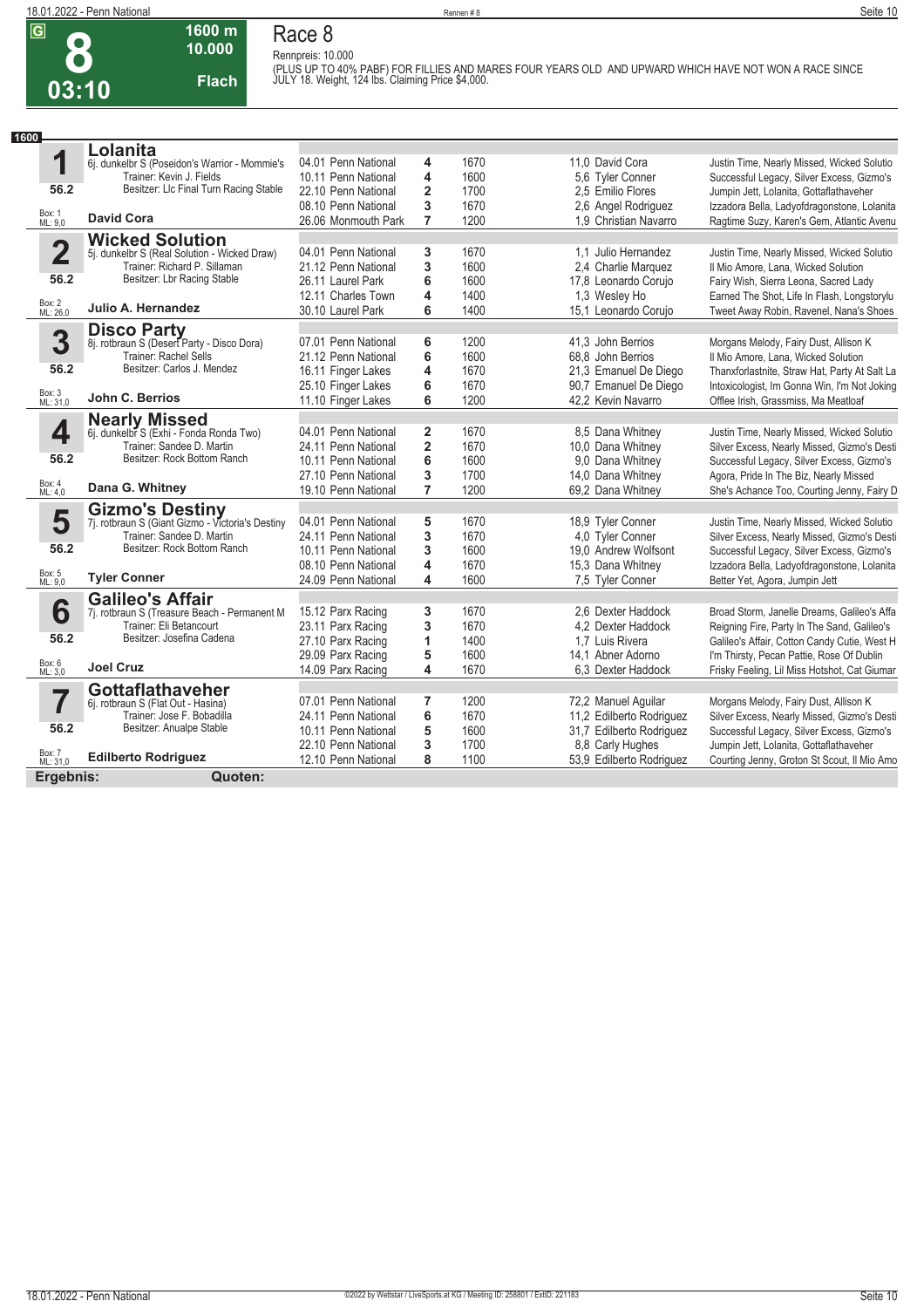# Race 8

**8** | 03:10 | 1600 m | 10.000 | Flach

Rennpreis: 10.000

(PLUS UP TO 40% PABF) FOR FILLIES AND MARES FOUR YEARS OLD AND UPWARD WHICH HAVE NOT WON A RACE SINCE JULY 18. Weight, 124 lbs. Claiming Price $4,000.

**1600**

## 1 Lolanita

6j. dunkelbr S (Poseidon's Warrior - Mommie's
Trainer: Kevin J. Fields
Besitzer: Llc Final Turn Racing Stable
56.2
Box: 1 ML: 9,0
**David Cora**

| Datum | Bahn | Platz | Distanz | Quote / Jockey | Einlauf |
|---|---|---|---|---|---|
| 04.01 | Penn National | 4 | 1670 | 11,0 David Cora | Justin Time, Nearly Missed, Wicked Solutio |
| 10.11 | Penn National | 4 | 1600 | 5,6 Tyler Conner | Successful Legacy, Silver Excess, Gizmo's |
| 22.10 | Penn National | 2 | 1700 | 2,5 Emilio Flores | Jumpin Jett, Lolanita, Gottaflathaveher |
| 08.10 | Penn National | 3 | 1670 | 2,6 Angel Rodriguez | Izzadora Bella, Ladyofdragonstone, Lolanita |
| 26.06 | Monmouth Park | 7 | 1200 | 1,9 Christian Navarro | Ragtime Suzy, Karen's Gem, Atlantic Avenu |

## 2 Wicked Solution

5j. dunkelbr S (Real Solution - Wicked Draw)
Trainer: Richard P. Sillaman
Besitzer: Lbr Racing Stable
56.2
Box: 2 ML: 26,0
**Julio A. Hernandez**

| Datum | Bahn | Platz | Distanz | Quote / Jockey | Einlauf |
|---|---|---|---|---|---|
| 04.01 | Penn National | 3 | 1670 | 1,1 Julio Hernandez | Justin Time, Nearly Missed, Wicked Solutio |
| 21.12 | Penn National | 3 | 1600 | 2,4 Charlie Marquez | Il Mio Amore, Lana, Wicked Solution |
| 26.11 | Laurel Park | 6 | 1600 | 17,8 Leonardo Corujo | Fairy Wish, Sierra Leona, Sacred Lady |
| 12.11 | Charles Town | 4 | 1400 | 1,3 Wesley Ho | Earned The Shot, Life In Flash, Longstorylu |
| 30.10 | Laurel Park | 6 | 1400 | 15,1 Leonardo Corujo | Tweet Away Robin, Ravenel, Nana's Shoes |

## 3 Disco Party

8j. rotbraun S (Desert Party - Disco Dora)
Trainer: Rachel Sells
Besitzer: Carlos J. Mendez
56.2
Box: 3 ML: 31,0
**John C. Berrios**

| Datum | Bahn | Platz | Distanz | Quote / Jockey | Einlauf |
|---|---|---|---|---|---|
| 07.01 | Penn National | 6 | 1200 | 41,3 John Berrios | Morgans Melody, Fairy Dust, Allison K |
| 21.12 | Penn National | 6 | 1600 | 68,8 John Berrios | Il Mio Amore, Lana, Wicked Solution |
| 16.11 | Finger Lakes | 4 | 1670 | 21,3 Emanuel De Diego | Thanxforlastnite, Straw Hat, Party At Salt La |
| 25.10 | Finger Lakes | 6 | 1670 | 90,7 Emanuel De Diego | Intoxicologist, Im Gonna Win, I'm Not Joking |
| 11.10 | Finger Lakes | 6 | 1200 | 42,2 Kevin Navarro | Offlee Irish, Grassmiss, Ma Meatloaf |

## 4 Nearly Missed

6j. dunkelbr S (Exhi - Fonda Ronda Two)
Trainer: Sandee D. Martin
Besitzer: Rock Bottom Ranch
56.2
Box: 4 ML: 4,0
**Dana G. Whitney**

| Datum | Bahn | Platz | Distanz | Quote / Jockey | Einlauf |
|---|---|---|---|---|---|
| 04.01 | Penn National | 2 | 1670 | 8,5 Dana Whitney | Justin Time, Nearly Missed, Wicked Solutio |
| 24.11 | Penn National | 2 | 1670 | 10,0 Dana Whitney | Silver Excess, Nearly Missed, Gizmo's Desti |
| 10.11 | Penn National | 6 | 1600 | 9,0 Dana Whitney | Successful Legacy, Silver Excess, Gizmo's |
| 27.10 | Penn National | 3 | 1700 | 14,0 Dana Whitney | Agora, Pride In The Biz, Nearly Missed |
| 19.10 | Penn National | 7 | 1200 | 69,2 Dana Whitney | She's Achance Too, Courting Jenny, Fairy D |

## 5 Gizmo's Destiny

7j. rotbraun S (Giant Gizmo - Victoria's Destiny
Trainer: Sandee D. Martin
Besitzer: Rock Bottom Ranch
56.2
Box: 5 ML: 9,0
**Tyler Conner**

| Datum | Bahn | Platz | Distanz | Quote / Jockey | Einlauf |
|---|---|---|---|---|---|
| 04.01 | Penn National | 5 | 1670 | 18,9 Tyler Conner | Justin Time, Nearly Missed, Wicked Solutio |
| 24.11 | Penn National | 3 | 1670 | 4,0 Tyler Conner | Silver Excess, Nearly Missed, Gizmo's Desti |
| 10.11 | Penn National | 3 | 1600 | 19,0 Andrew Wolfsont | Successful Legacy, Silver Excess, Gizmo's |
| 08.10 | Penn National | 4 | 1670 | 15,3 Dana Whitney | Izzadora Bella, Ladyofdragonstone, Lolanita |
| 24.09 | Penn National | 4 | 1600 | 7,5 Tyler Conner | Better Yet, Agora, Jumpin Jett |

## 6 Galileo's Affair

7j. rotbraun S (Treasure Beach - Permanent M
Trainer: Eli Betancourt
Besitzer: Josefina Cadena
56.2
Box: 6 ML: 3,0
**Joel Cruz**

| Datum | Bahn | Platz | Distanz | Quote / Jockey | Einlauf |
|---|---|---|---|---|---|
| 15.12 | Parx Racing | 3 | 1670 | 2,6 Dexter Haddock | Broad Storm, Janelle Dreams, Galileo's Affa |
| 23.11 | Parx Racing | 3 | 1670 | 4,2 Dexter Haddock | Reigning Fire, Party In The Sand, Galileo's |
| 27.10 | Parx Racing | 1 | 1400 | 1,7 Luis Rivera | Galileo's Affair, Cotton Candy Cutie, West H |
| 29.09 | Parx Racing | 5 | 1600 | 14,1 Abner Adorno | I'm Thirsty, Pecan Pattie, Rose Of Dublin |
| 14.09 | Parx Racing | 4 | 1670 | 6,3 Dexter Haddock | Frisky Feeling, Lil Miss Hotshot, Cat Giumar |

## 7 Gottaflathaveher

6j. rotbraun S (Flat Out - Hasina)
Trainer: Jose F. Bobadilla
Besitzer: Anualpe Stable
56.2
Box: 7 ML: 31,0
**Edilberto Rodriguez**

| Datum | Bahn | Platz | Distanz | Quote / Jockey | Einlauf |
|---|---|---|---|---|---|
| 07.01 | Penn National | 7 | 1200 | 72,2 Manuel Aguilar | Morgans Melody, Fairy Dust, Allison K |
| 24.11 | Penn National | 6 | 1670 | 11,2 Edilberto Rodriguez | Silver Excess, Nearly Missed, Gizmo's Desti |
| 10.11 | Penn National | 5 | 1600 | 31,7 Edilberto Rodriguez | Successful Legacy, Silver Excess, Gizmo's |
| 22.10 | Penn National | 3 | 1700 | 8,8 Carly Hughes | Jumpin Jett, Lolanita, Gottaflathaveher |
| 12.10 | Penn National | 8 | 1100 | 53,9 Edilberto Rodriguez | Courting Jenny, Groton St Scout, Il Mio Amo |

**Ergebnis:** **Quoten:**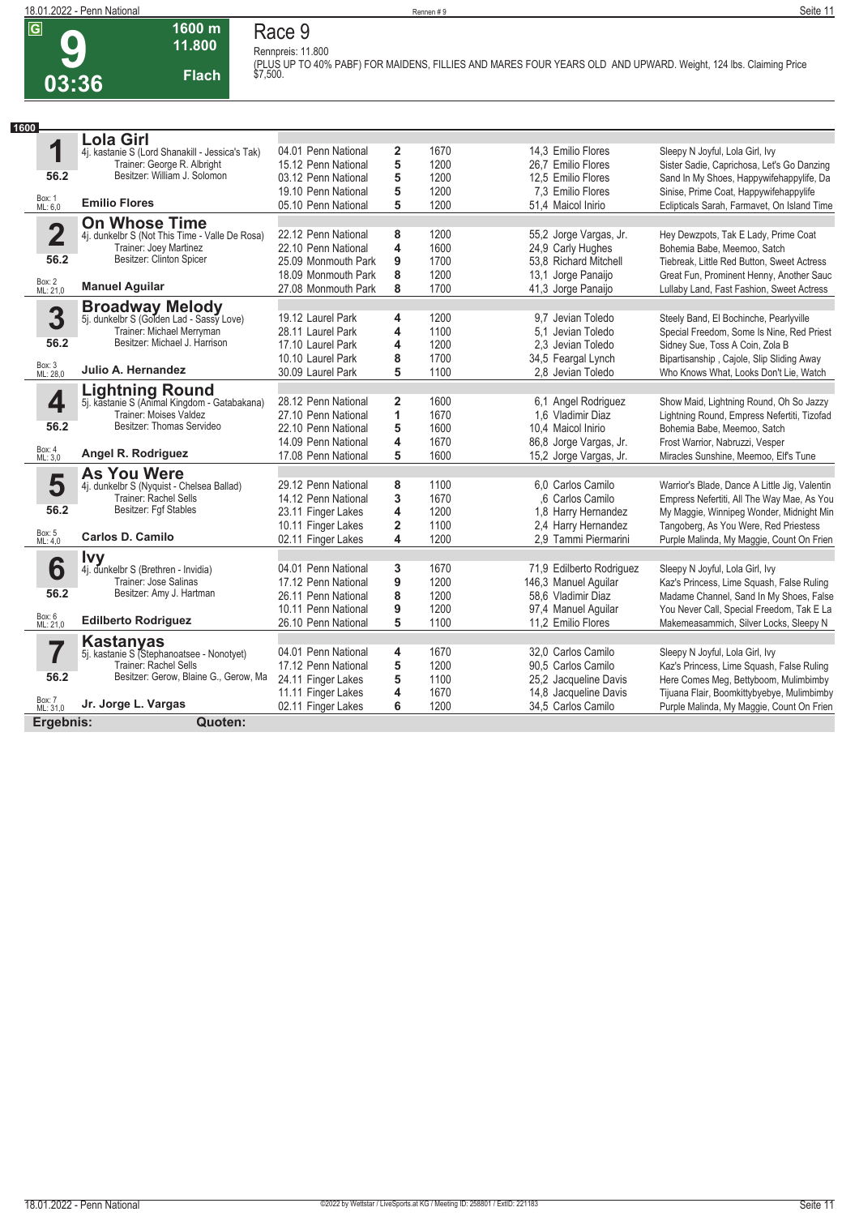G

# 9

03:36

1600 m
11.800
Flach

## Race 9

Rennpreis: 11.800

(PLUS UP TO 40% PABF) FOR MAIDENS, FILLIES AND MARES FOUR YEARS OLD AND UPWARD. Weight, 124 lbs. Claiming Price $7,500.

1600

| Nr. | Pferd | Datum | Rennbahn | Platz | Distanz | Quote / Jockey | Einlauf |
|---|---|---|---|---|---|---|---|
| 1 | **Lola Girl** 4j. kastanie S (Lord Shanakill - Jessica's Tak) Trainer: George R. Albright Besitzer: William J. Solomon 56.2 Box: 1 ML: 6,0 **Emilio Flores** | 04.01 | Penn National | 2 | 1670 | 14,3 Emilio Flores | Sleepy N Joyful, Lola Girl, Ivy |
| | | 15.12 | Penn National | 5 | 1200 | 26,7 Emilio Flores | Sister Sadie, Caprichosa, Let's Go Danzing |
| | | 03.12 | Penn National | 5 | 1200 | 12,5 Emilio Flores | Sand In My Shoes, Happywifehappylife, Da |
| | | 19.10 | Penn National | 5 | 1200 | 7,3 Emilio Flores | Sinise, Prime Coat, Happywifehappylife |
| | | 05.10 | Penn National | 5 | 1200 | 51,4 Maicol Inirio | Eclipticals Sarah, Farmavet, On Island Time |
| 2 | **On Whose Time** 4j. dunkelbr S (Not This Time - Valle De Rosa) Trainer: Joey Martinez Besitzer: Clinton Spicer 56.2 Box: 2 ML: 21,0 **Manuel Aguilar** | 22.12 | Penn National | 8 | 1200 | 55,2 Jorge Vargas, Jr. | Hey Dewzpots, Tak E Lady, Prime Coat |
| | | 22.10 | Penn National | 4 | 1600 | 24,9 Carly Hughes | Bohemia Babe, Meemoo, Satch |
| | | 25.09 | Monmouth Park | 9 | 1700 | 53,8 Richard Mitchell | Tiebreak, Little Red Button, Sweet Actress |
| | | 18.09 | Monmouth Park | 8 | 1200 | 13,1 Jorge Panaijo | Great Fun, Prominent Henny, Another Sauc |
| | | 27.08 | Monmouth Park | 8 | 1700 | 41,3 Jorge Panaijo | Lullaby Land, Fast Fashion, Sweet Actress |
| 3 | **Broadway Melody** 5j. dunkelbr S (Golden Lad - Sassy Love) Trainer: Michael Merryman Besitzer: Michael J. Harrison 56.2 Box: 3 ML: 28,0 **Julio A. Hernandez** | 19.12 | Laurel Park | 4 | 1200 | 9,7 Jevian Toledo | Steely Band, El Bochinche, Pearlyville |
| | | 28.11 | Laurel Park | 4 | 1100 | 5,1 Jevian Toledo | Special Freedom, Some Is Nine, Red Priest |
| | | 17.10 | Laurel Park | 4 | 1200 | 2,3 Jevian Toledo | Sidney Sue, Toss A Coin, Zola B |
| | | 10.10 | Laurel Park | 8 | 1700 | 34,5 Feargal Lynch | Bipartisanship , Cajole, Slip Sliding Away |
| | | 30.09 | Laurel Park | 5 | 1100 | 2,8 Jevian Toledo | Who Knows What, Looks Don't Lie, Watch |
| 4 | **Lightning Round** 5j. kastanie S (Animal Kingdom - Gatabakana) Trainer: Moises Valdez Besitzer: Thomas Servideo 56.2 Box: 4 ML: 3,0 **Angel R. Rodriguez** | 28.12 | Penn National | 2 | 1600 | 6,1 Angel Rodriguez | Show Maid, Lightning Round, Oh So Jazzy |
| | | 27.10 | Penn National | 1 | 1670 | 1,6 Vladimir Diaz | Lightning Round, Empress Nefertiti, Tizofad |
| | | 22.10 | Penn National | 5 | 1600 | 10,4 Maicol Inirio | Bohemia Babe, Meemoo, Satch |
| | | 14.09 | Penn National | 4 | 1670 | 86,8 Jorge Vargas, Jr. | Frost Warrior, Nabruzzi, Vesper |
| | | 17.08 | Penn National | 5 | 1600 | 15,2 Jorge Vargas, Jr. | Miracles Sunshine, Meemoo, Elf's Tune |
| 5 | **As You Were** 4j. dunkelbr S (Nyquist - Chelsea Ballad) Trainer: Rachel Sells Besitzer: Fgf Stables 56.2 Box: 5 ML: 4,0 **Carlos D. Camilo** | 29.12 | Penn National | 8 | 1100 | 6,0 Carlos Camilo | Warrior's Blade, Dance A Little Jig, Valentin |
| | | 14.12 | Penn National | 3 | 1670 | ,6 Carlos Camilo | Empress Nefertiti, All The Way Mae, As You |
| | | 23.11 | Finger Lakes | 4 | 1200 | 1,8 Harry Hernandez | My Maggie, Winnipeg Wonder, Midnight Min |
| | | 10.11 | Finger Lakes | 2 | 1100 | 2,4 Harry Hernandez | Tangoberg, As You Were, Red Priestess |
| | | 02.11 | Finger Lakes | 4 | 1200 | 2,9 Tammi Piermarini | Purple Malinda, My Maggie, Count On Frien |
| 6 | **Ivy** 4j. dunkelbr S (Brethren - Invidia) Trainer: Jose Salinas Besitzer: Amy J. Hartman 56.2 Box: 6 ML: 21,0 **Edilberto Rodriguez** | 04.01 | Penn National | 3 | 1670 | 71,9 Edilberto Rodriguez | Sleepy N Joyful, Lola Girl, Ivy |
| | | 17.12 | Penn National | 9 | 1200 | 146,3 Manuel Aguilar | Kaz's Princess, Lime Squash, False Ruling |
| | | 26.11 | Penn National | 8 | 1200 | 58,6 Vladimir Diaz | Madame Channel, Sand In My Shoes, False |
| | | 10.11 | Penn National | 9 | 1200 | 97,4 Manuel Aguilar | You Never Call, Special Freedom, Tak E La |
| | | 26.10 | Penn National | 5 | 1100 | 11,2 Emilio Flores | Makemeasammich, Silver Locks, Sleepy N |
| 7 | **Kastanyas** 5j. kastanie S (Stephanoatsee - Nonotyet) Trainer: Rachel Sells Besitzer: Gerow, Blaine G., Gerow, Ma 56.2 Box: 7 ML: 31,0 **Jr. Jorge L. Vargas** | 04.01 | Penn National | 4 | 1670 | 32,0 Carlos Camilo | Sleepy N Joyful, Lola Girl, Ivy |
| | | 17.12 | Penn National | 5 | 1200 | 90,5 Carlos Camilo | Kaz's Princess, Lime Squash, False Ruling |
| | | 24.11 | Finger Lakes | 5 | 1100 | 25,2 Jacqueline Davis | Here Comes Meg, Bettyboom, Mulimbimby |
| | | 11.11 | Finger Lakes | 4 | 1670 | 14,8 Jacqueline Davis | Tijuana Flair, Boomkittybyebye, Mulimbimby |
| | | 02.11 | Finger Lakes | 6 | 1200 | 34,5 Carlos Camilo | Purple Malinda, My Maggie, Count On Frien |

**Ergebnis:** **Quoten:**